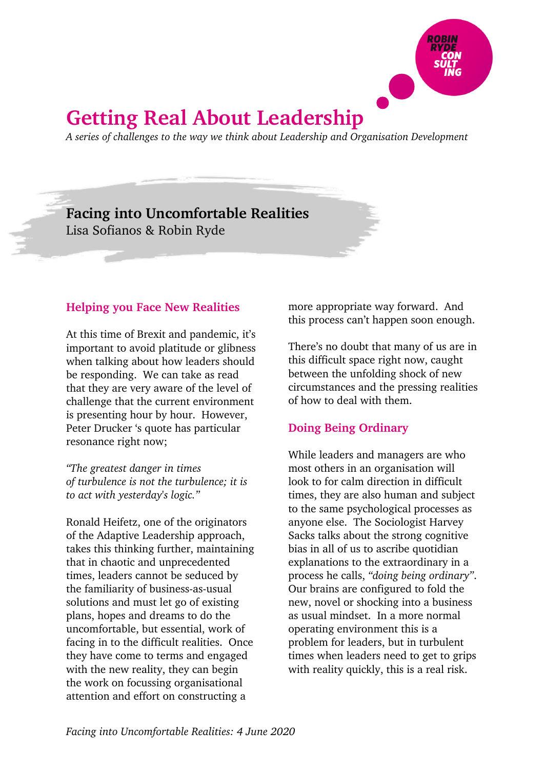# Getting Real About Leadership

*A series of challenges to the way we think about Leadership and Organisation Development*

## Facing into Uncomfortable Realities

Lisa Sofianos & Robin Ryde

### Helping you Face New Realities

At this time of Brexit and pandemic, it's important to avoid platitude or glibness when talking about how leaders should be responding. We can take as read that they are very aware of the level of challenge that the current environment is presenting hour by hour. However, Peter Drucker 's quote has particular resonance right now;

*"The greatest danger in times of turbulence is not the turbulence; it is to act with yesterday's logic."*

Ronald Heifetz, one of the originators of the Adaptive Leadership approach, takes this thinking further, maintaining that in chaotic and unprecedented times, leaders cannot be seduced by the familiarity of business-as-usual solutions and must let go of existing plans, hopes and dreams to do the uncomfortable, but essential, work of facing in to the difficult realities. Once they have come to terms and engaged with the new reality, they can begin the work on focussing organisational attention and effort on constructing a more appropriate way forward. And this process can't happen soon enough.

There's no doubt that many of us are in this difficult space right now, caught between the unfolding shock of new circumstances and the pressing realities of how to deal with them.

### Doing Being Ordinary

While leaders and managers are who most others in an organisation will look to for calm direction in difficult times, they are also human and subject to the same psychological processes as anyone else. The Sociologist Harvey Sacks talks about the strong cognitive bias in all of us to ascribe quotidian explanations to the extraordinary in a process he calls, *"doing being ordinary"*. Our brains are configured to fold the new, novel or shocking into a business as usual mindset. In a more normal operating environment this is a problem for leaders, but in turbulent times when leaders need to get to grips with reality quickly, this is a real risk.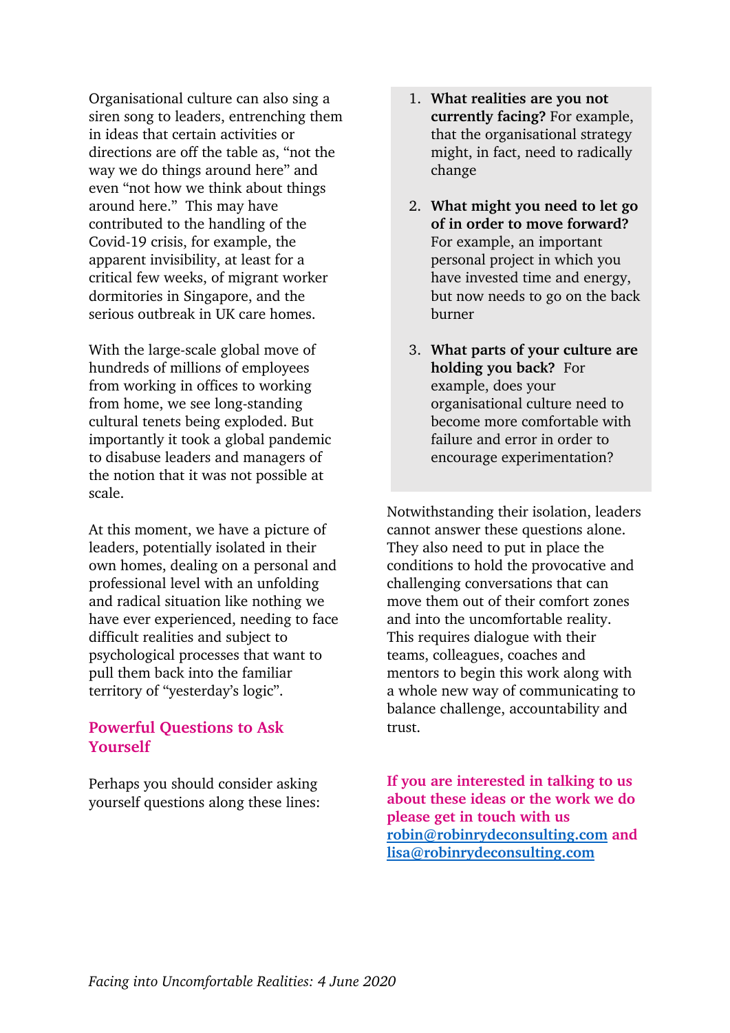Organisational culture can also sing a siren song to leaders, entrenching them in ideas that certain activities or directions are off the table as, "not the way we do things around here" and even "not how we think about things around here." This may have contributed to the handling of the Covid-19 crisis, for example, the apparent invisibility, at least for a critical few weeks, of migrant worker dormitories in Singapore, and the serious outbreak in UK care homes.

With the large-scale global move of hundreds of millions of employees from working in offices to working from home, we see long-standing cultural tenets being exploded. But importantly it took a global pandemic to disabuse leaders and managers of the notion that it was not possible at scale.

At this moment, we have a picture of leaders, potentially isolated in their own homes, dealing on a personal and professional level with an unfolding and radical situation like nothing we have ever experienced, needing to face difficult realities and subject to psychological processes that want to pull them back into the familiar territory of "yesterday's logic".

## Powerful Questions to Ask Yourself

Perhaps you should consider asking yourself questions along these lines:

1. **What realities are you not currently facing?** For example, that the organisational strategy might, in fact, need to radically change
2. **What might you need to let go of in order to move forward?** For example, an important personal project in which you have invested time and energy, but now needs to go on the back burner
3. **What parts of your culture are holding you back?** For example, does your organisational culture need to become more comfortable with failure and error in order to encourage experimentation?

Notwithstanding their isolation, leaders cannot answer these questions alone. They also need to put in place the conditions to hold the provocative and challenging conversations that can move them out of their comfort zones and into the uncomfortable reality. This requires dialogue with their teams, colleagues, coaches and mentors to begin this work along with a whole new way of communicating to balance challenge, accountability and trust.

**If you are interested in talking to us about these ideas or the work we do please get in touch with us [robin@robinrydeconsulting.com](mailto:robin@robinrydeconsulting.com) and [lisa@robinrydeconsulting.com](mailto:lisa@robinrydeconsulting.com)**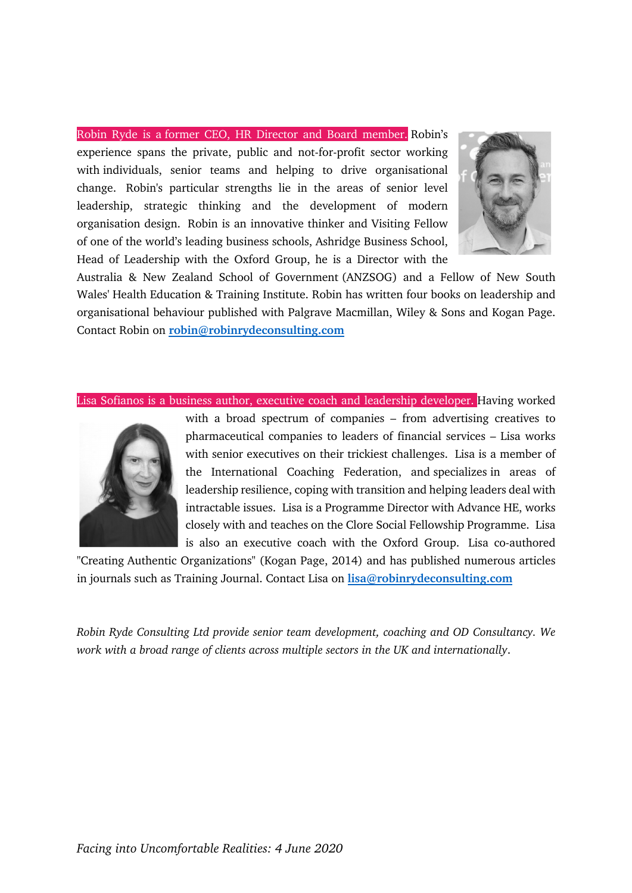Robin Ryde is a former CEO, HR Director and Board member. Robin's experience spans the private, public and not-for-profit sector working with individuals, senior teams and helping to drive organisational change. Robin's particular strengths lie in the areas of senior level leadership, strategic thinking and the development of modern organisation design. Robin is an innovative thinker and Visiting Fellow of one of the world's leading business schools, Ashridge Business School, Head of Leadership with the Oxford Group, he is a Director with the Australia & New Zealand School of Government (ANZSOG) and a Fellow of New South Wales' Health Education & Training Institute. Robin has written four books on leadership and organisational behaviour published with Palgrave Macmillan, Wiley & Sons and Kogan Page. Contact Robin on **robin@robinrydeconsulting.com**

Lisa Sofianos is a business author, executive coach and leadership developer. Having worked with a broad spectrum of companies – from advertising creatives to pharmaceutical companies to leaders of financial services – Lisa works with senior executives on their trickiest challenges. Lisa is a member of the International Coaching Federation, and specializes in areas of leadership resilience, coping with transition and helping leaders deal with intractable issues. Lisa is a Programme Director with Advance HE, works closely with and teaches on the Clore Social Fellowship Programme. Lisa is also an executive coach with the Oxford Group. Lisa co-authored "Creating Authentic Organizations" (Kogan Page, 2014) and has published numerous articles in journals such as Training Journal. Contact Lisa on **lisa@robinrydeconsulting.com**

*Robin Ryde Consulting Ltd provide senior team development, coaching and OD Consultancy. We work with a broad range of clients across multiple sectors in the UK and internationally*.